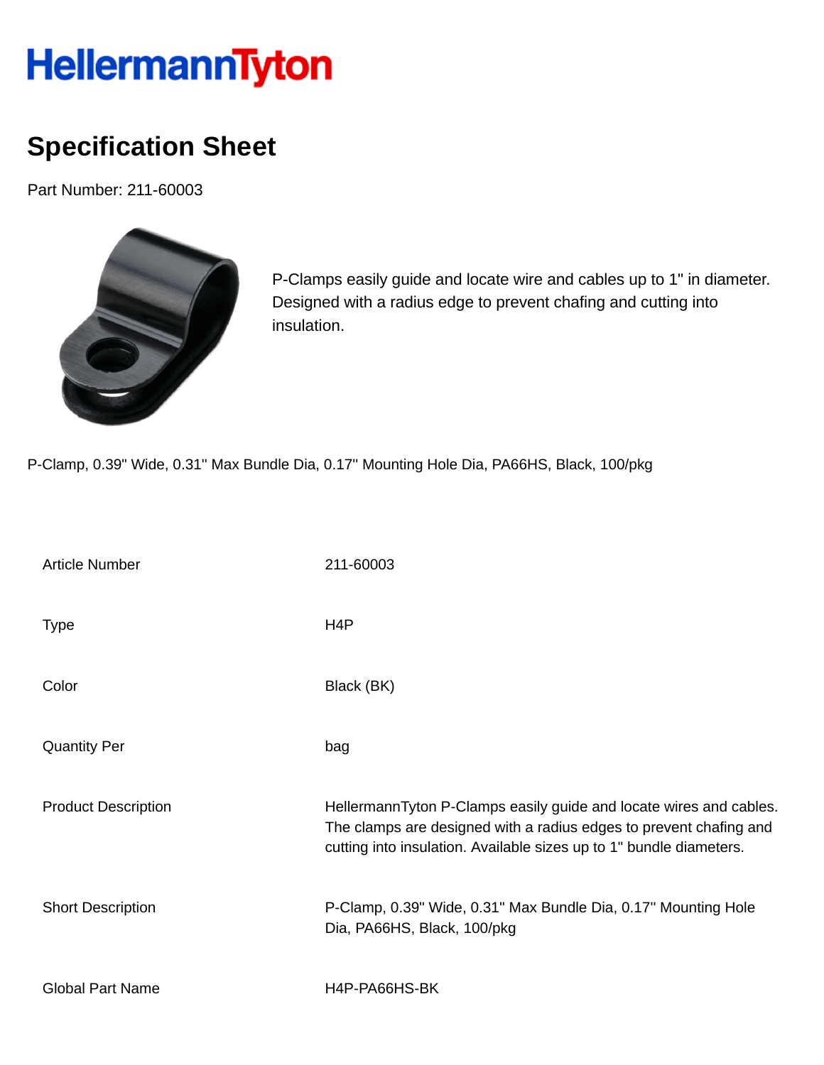HellermannTyton

# Specification Sheet

Part Number: 211-60003

P-Clamps easily guide and locate wire and cables up to 1" in diameter. Designed with a radius edge to prevent chafing and cutting into insulation.

P-Clamp, 0.39" Wide, 0.31" Max Bundle Dia, 0.17" Mounting Hole Dia, PA66HS, Black, 100/pkg

| | |
|---|---|
| Article Number | 211-60003 |
| Type | H4P |
| Color | Black (BK) |
| Quantity Per | bag |
| Product Description | HellermannTyton P-Clamps easily guide and locate wires and cables. The clamps are designed with a radius edges to prevent chafing and cutting into insulation. Available sizes up to 1" bundle diameters. |
| Short Description | P-Clamp, 0.39" Wide, 0.31" Max Bundle Dia, 0.17" Mounting Hole Dia, PA66HS, Black, 100/pkg |
| Global Part Name | H4P-PA66HS-BK |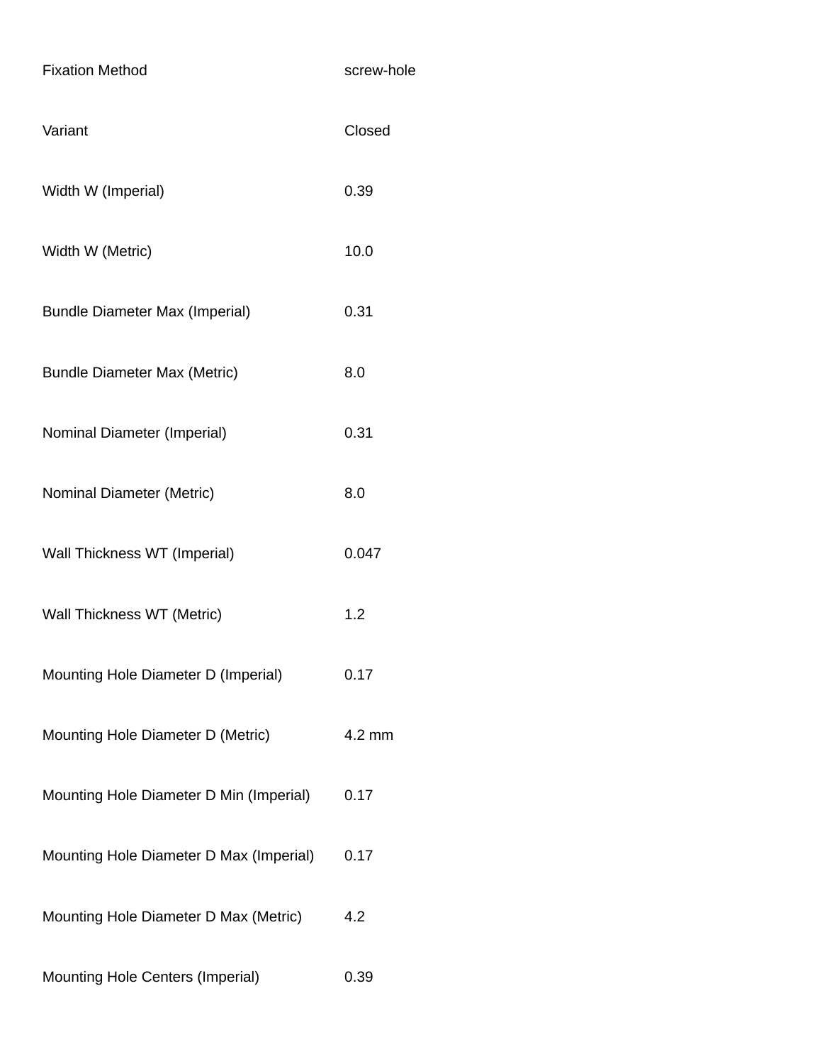| | |
|---|---|
| Fixation Method | screw-hole |
| Variant | Closed |
| Width W (Imperial) | 0.39 |
| Width W (Metric) | 10.0 |
| Bundle Diameter Max (Imperial) | 0.31 |
| Bundle Diameter Max (Metric) | 8.0 |
| Nominal Diameter (Imperial) | 0.31 |
| Nominal Diameter (Metric) | 8.0 |
| Wall Thickness WT (Imperial) | 0.047 |
| Wall Thickness WT (Metric) | 1.2 |
| Mounting Hole Diameter D (Imperial) | 0.17 |
| Mounting Hole Diameter D (Metric) | 4.2 mm |
| Mounting Hole Diameter D Min (Imperial) | 0.17 |
| Mounting Hole Diameter D Max (Imperial) | 0.17 |
| Mounting Hole Diameter D Max (Metric) | 4.2 |
| Mounting Hole Centers (Imperial) | 0.39 |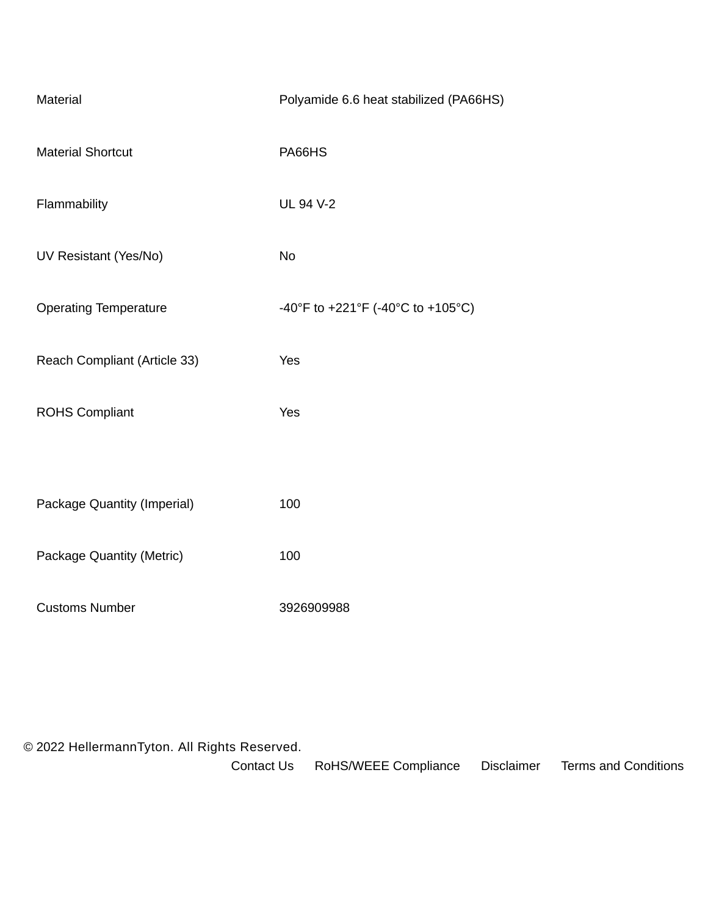| | |
|---|---|
| Material | Polyamide 6.6 heat stabilized (PA66HS) |
| Material Shortcut | PA66HS |
| Flammability | UL 94 V-2 |
| UV Resistant (Yes/No) | No |
| Operating Temperature | -40°F to +221°F (-40°C to +105°C) |
| Reach Compliant (Article 33) | Yes |
| ROHS Compliant | Yes |

| | |
|---|---|
| Package Quantity (Imperial) | 100 |
| Package Quantity (Metric) | 100 |
| Customs Number | 3926909988 |

© 2022 HellermannTyton. All Rights Reserved.

Contact Us RoHS/WEEE Compliance Disclaimer Terms and Conditions